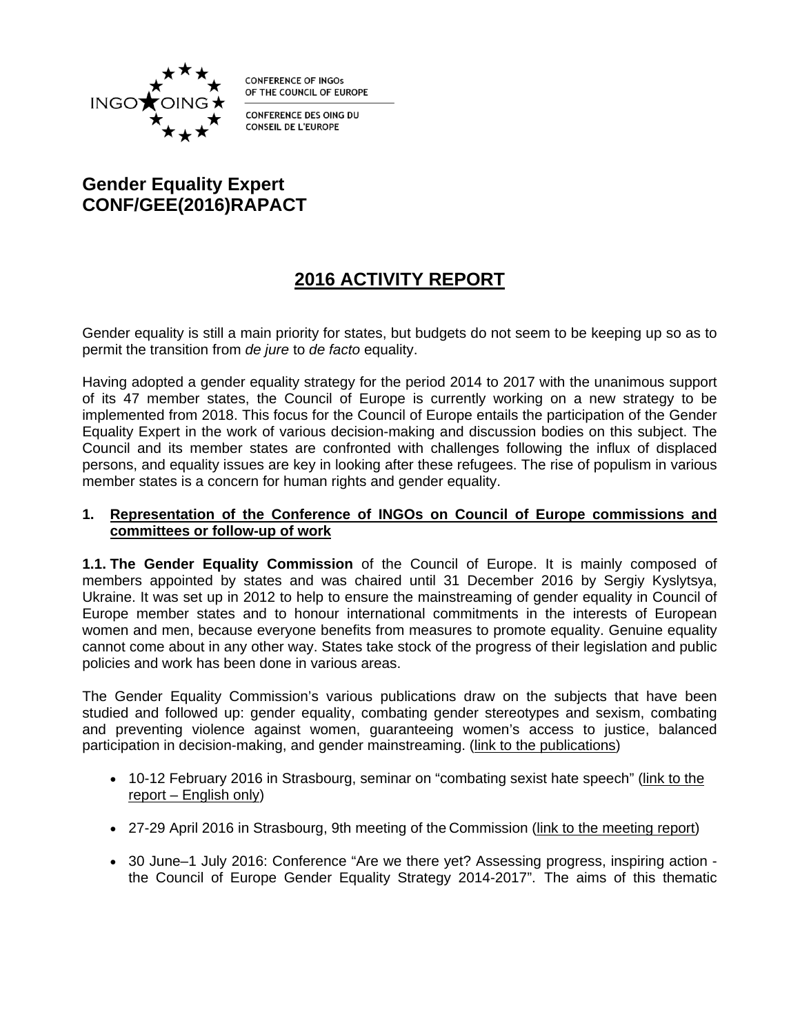CONFERENCE OF INGOs OF THE COUNCIL OF EUROPE

CONFERENCE DES OING DU CONSEIL DE L'EUROPE

**Gender Equality Expert**
**CONF/GEE(2016)RAPACT**

# 2016 ACTIVITY REPORT

Gender equality is still a main priority for states, but budgets do not seem to be keeping up so as to permit the transition from *de jure* to *de facto* equality.

Having adopted a gender equality strategy for the period 2014 to 2017 with the unanimous support of its 47 member states, the Council of Europe is currently working on a new strategy to be implemented from 2018. This focus for the Council of Europe entails the participation of the Gender Equality Expert in the work of various decision-making and discussion bodies on this subject. The Council and its member states are confronted with challenges following the influx of displaced persons, and equality issues are key in looking after these refugees. The rise of populism in various member states is a concern for human rights and gender equality.

## 1. Representation of the Conference of INGOs on Council of Europe commissions and committees or follow-up of work

**1.1. The Gender Equality Commission** of the Council of Europe. It is mainly composed of members appointed by states and was chaired until 31 December 2016 by Sergiy Kyslytsya, Ukraine. It was set up in 2012 to help to ensure the mainstreaming of gender equality in Council of Europe member states and to honour international commitments in the interests of European women and men, because everyone benefits from measures to promote equality. Genuine equality cannot come about in any other way. States take stock of the progress of their legislation and public policies and work has been done in various areas.

The Gender Equality Commission's various publications draw on the subjects that have been studied and followed up: gender equality, combating gender stereotypes and sexism, combating and preventing violence against women, guaranteeing women's access to justice, balanced participation in decision-making, and gender mainstreaming. (link to the publications)

- 10-12 February 2016 in Strasbourg, seminar on "combating sexist hate speech" (link to the report – English only)
- 27-29 April 2016 in Strasbourg, 9th meeting of the Commission (link to the meeting report)
- 30 June–1 July 2016: Conference "Are we there yet? Assessing progress, inspiring action - the Council of Europe Gender Equality Strategy 2014-2017". The aims of this thematic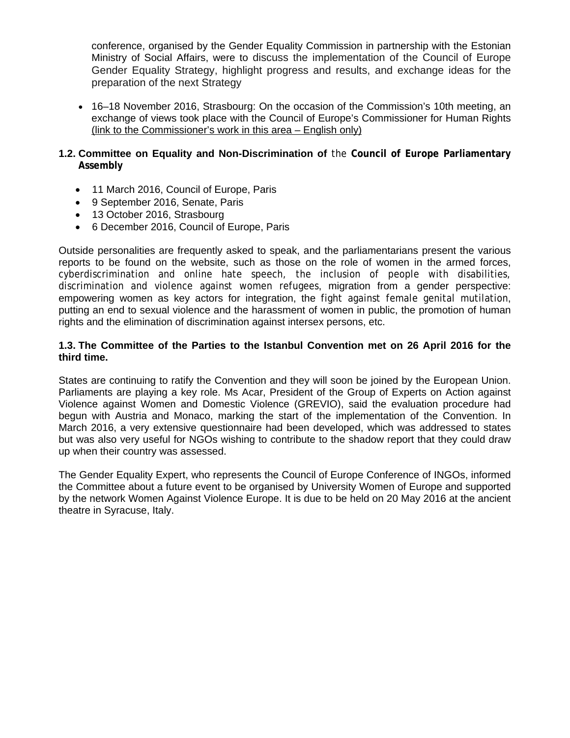conference, organised by the Gender Equality Commission in partnership with the Estonian Ministry of Social Affairs, were to discuss the implementation of the Council of Europe Gender Equality Strategy, highlight progress and results, and exchange ideas for the preparation of the next Strategy

- 16–18 November 2016, Strasbourg: On the occasion of the Commission's 10th meeting, an exchange of views took place with the Council of Europe's Commissioner for Human Rights (link to the Commissioner's work in this area – English only)

### 1.2. Committee on Equality and Non-Discrimination of the Council of Europe Parliamentary Assembly

- 11 March 2016, Council of Europe, Paris
- 9 September 2016, Senate, Paris
- 13 October 2016, Strasbourg
- 6 December 2016, Council of Europe, Paris

Outside personalities are frequently asked to speak, and the parliamentarians present the various reports to be found on the website, such as those on the role of women in the armed forces, *cyberdiscrimination and online hate speech, the inclusion of people with disabilities, discrimination and violence against women refugees*, migration from a gender perspective: empowering women as key actors for integration, the *fight against female genital mutilation*, putting an end to sexual violence and the harassment of women in public, the promotion of human rights and the elimination of discrimination against intersex persons, etc.

### 1.3. The Committee of the Parties to the Istanbul Convention met on 26 April 2016 for the third time.

States are continuing to ratify the Convention and they will soon be joined by the European Union. Parliaments are playing a key role. Ms Acar, President of the Group of Experts on Action against Violence against Women and Domestic Violence (GREVIO), said the evaluation procedure had begun with Austria and Monaco, marking the start of the implementation of the Convention. In March 2016, a very extensive questionnaire had been developed, which was addressed to states but was also very useful for NGOs wishing to contribute to the shadow report that they could draw up when their country was assessed.

The Gender Equality Expert, who represents the Council of Europe Conference of INGOs, informed the Committee about a future event to be organised by University Women of Europe and supported by the network Women Against Violence Europe. It is due to be held on 20 May 2016 at the ancient theatre in Syracuse, Italy.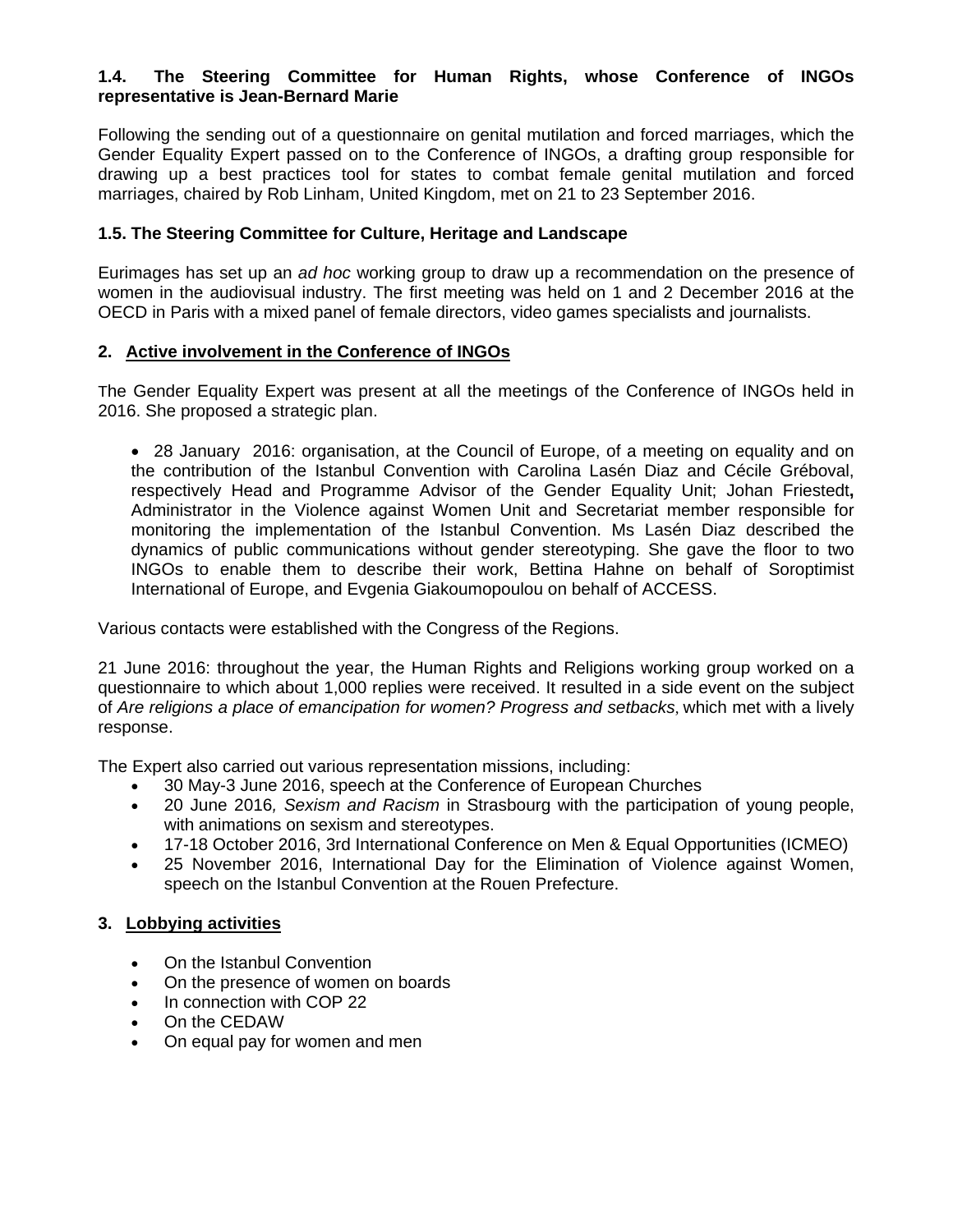### 1.4. The Steering Committee for Human Rights, whose Conference of INGOs representative is Jean-Bernard Marie

Following the sending out of a questionnaire on genital mutilation and forced marriages, which the Gender Equality Expert passed on to the Conference of INGOs, a drafting group responsible for drawing up a best practices tool for states to combat female genital mutilation and forced marriages, chaired by Rob Linham, United Kingdom, met on 21 to 23 September 2016.

### 1.5. The Steering Committee for Culture, Heritage and Landscape

Eurimages has set up an *ad hoc* working group to draw up a recommendation on the presence of women in the audiovisual industry. The first meeting was held on 1 and 2 December 2016 at the OECD in Paris with a mixed panel of female directors, video games specialists and journalists.

## 2. Active involvement in the Conference of INGOs

The Gender Equality Expert was present at all the meetings of the Conference of INGOs held in 2016. She proposed a strategic plan.

- 28 January 2016: organisation, at the Council of Europe, of a meeting on equality and on the contribution of the Istanbul Convention with Carolina Lasén Diaz and Cécile Gréboval, respectively Head and Programme Advisor of the Gender Equality Unit; Johan Friestedt**,** Administrator in the Violence against Women Unit and Secretariat member responsible for monitoring the implementation of the Istanbul Convention. Ms Lasén Diaz described the dynamics of public communications without gender stereotyping. She gave the floor to two INGOs to enable them to describe their work, Bettina Hahne on behalf of Soroptimist International of Europe, and Evgenia Giakoumopoulou on behalf of ACCESS.

Various contacts were established with the Congress of the Regions.

21 June 2016: throughout the year, the Human Rights and Religions working group worked on a questionnaire to which about 1,000 replies were received. It resulted in a side event on the subject of *Are religions a place of emancipation for women? Progress and setbacks*, which met with a lively response.

The Expert also carried out various representation missions, including:

- 30 May-3 June 2016, speech at the Conference of European Churches
- 20 June 2016*, Sexism and Racism* in Strasbourg with the participation of young people, with animations on sexism and stereotypes.
- 17-18 October 2016, 3rd International Conference on Men & Equal Opportunities (ICMEO)
- 25 November 2016, International Day for the Elimination of Violence against Women, speech on the Istanbul Convention at the Rouen Prefecture.

## 3. Lobbying activities

- On the Istanbul Convention
- On the presence of women on boards
- In connection with COP 22
- On the CEDAW
- On equal pay for women and men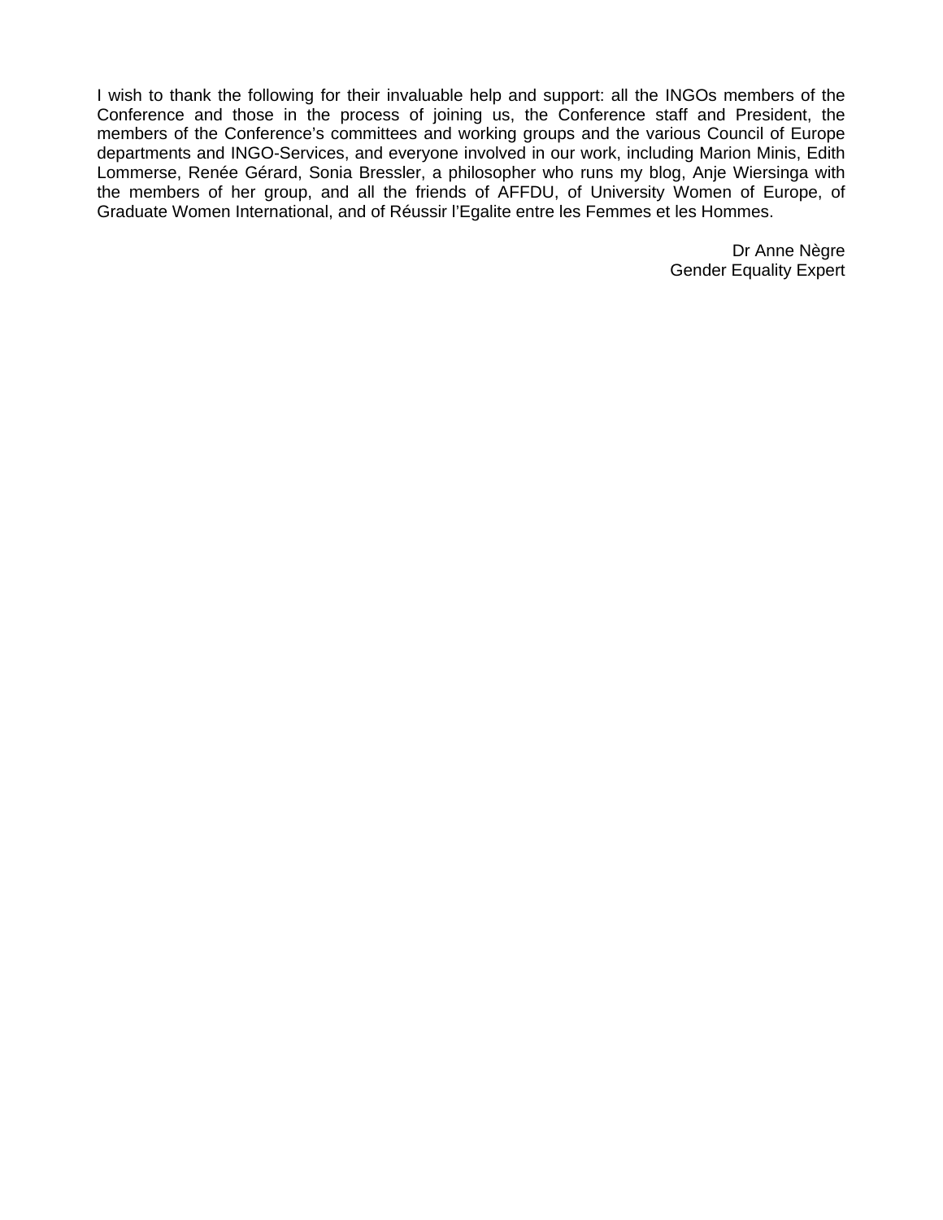I wish to thank the following for their invaluable help and support: all the INGOs members of the Conference and those in the process of joining us, the Conference staff and President, the members of the Conference's committees and working groups and the various Council of Europe departments and INGO-Services, and everyone involved in our work, including Marion Minis, Edith Lommerse, Renée Gérard, Sonia Bressler, a philosopher who runs my blog, Anje Wiersinga with the members of her group, and all the friends of AFFDU, of University Women of Europe, of Graduate Women International, and of Réussir l'Egalite entre les Femmes et les Hommes.

Dr Anne Nègre
Gender Equality Expert